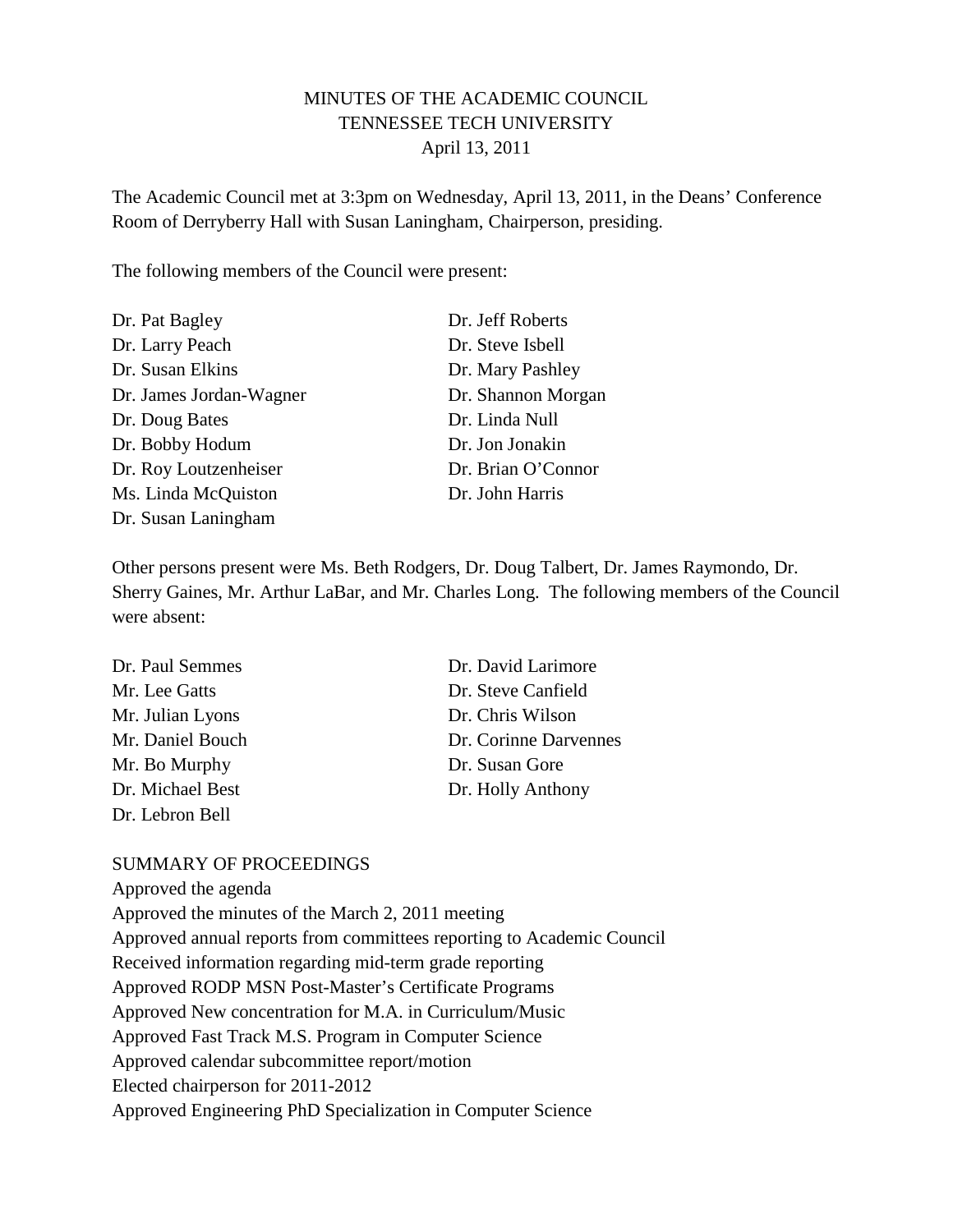# MINUTES OF THE ACADEMIC COUNCIL
## TENNESSEE TECH UNIVERSITY
### April 13, 2011

The Academic Council met at 3:3pm on Wednesday, April 13, 2011, in the Deans' Conference Room of Derryberry Hall with Susan Laningham, Chairperson, presiding.

The following members of the Council were present:

Dr. Pat Bagley
Dr. Larry Peach
Dr. Susan Elkins
Dr. James Jordan-Wagner
Dr. Doug Bates
Dr. Bobby Hodum
Dr. Roy Loutzenheiser
Ms. Linda McQuiston
Dr. Susan Laningham
Dr. Jeff Roberts
Dr. Steve Isbell
Dr. Mary Pashley
Dr. Shannon Morgan
Dr. Linda Null
Dr. Jon Jonakin
Dr. Brian O'Connor
Dr. John Harris

Other persons present were Ms. Beth Rodgers, Dr. Doug Talbert, Dr. James Raymondo, Dr. Sherry Gaines, Mr. Arthur LaBar, and Mr. Charles Long. The following members of the Council were absent:

Dr. Paul Semmes
Mr. Lee Gatts
Mr. Julian Lyons
Mr. Daniel Bouch
Mr. Bo Murphy
Dr. Michael Best
Dr. Lebron Bell
Dr. David Larimore
Dr. Steve Canfield
Dr. Chris Wilson
Dr. Corinne Darvennes
Dr. Susan Gore
Dr. Holly Anthony

SUMMARY OF PROCEEDINGS

Approved the agenda
Approved the minutes of the March 2, 2011 meeting
Approved annual reports from committees reporting to Academic Council
Received information regarding mid-term grade reporting
Approved RODP MSN Post-Master's Certificate Programs
Approved New concentration for M.A. in Curriculum/Music
Approved Fast Track M.S. Program in Computer Science
Approved calendar subcommittee report/motion
Elected chairperson for 2011-2012
Approved Engineering PhD Specialization in Computer Science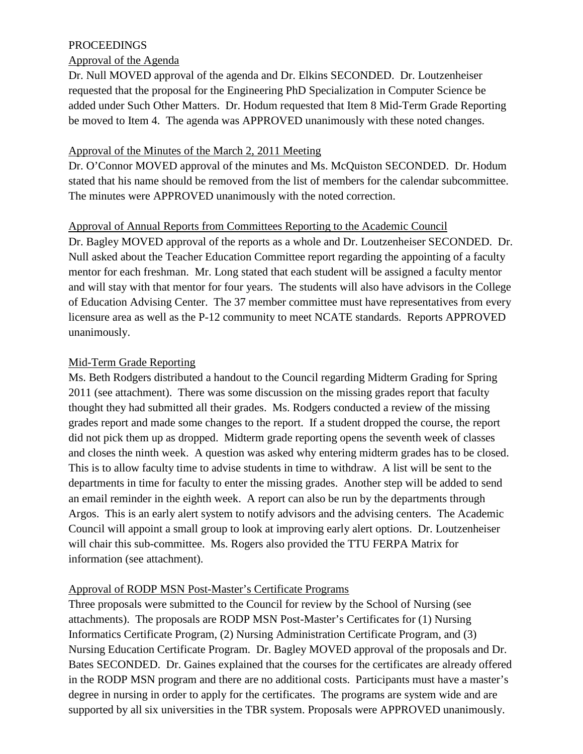PROCEEDINGS

Approval of the Agenda

Dr. Null MOVED approval of the agenda and Dr. Elkins SECONDED. Dr. Loutzenheiser requested that the proposal for the Engineering PhD Specialization in Computer Science be added under Such Other Matters. Dr. Hodum requested that Item 8 Mid-Term Grade Reporting be moved to Item 4. The agenda was APPROVED unanimously with these noted changes.

Approval of the Minutes of the March 2, 2011 Meeting

Dr. O'Connor MOVED approval of the minutes and Ms. McQuiston SECONDED. Dr. Hodum stated that his name should be removed from the list of members for the calendar subcommittee. The minutes were APPROVED unanimously with the noted correction.

Approval of Annual Reports from Committees Reporting to the Academic Council

Dr. Bagley MOVED approval of the reports as a whole and Dr. Loutzenheiser SECONDED. Dr. Null asked about the Teacher Education Committee report regarding the appointing of a faculty mentor for each freshman. Mr. Long stated that each student will be assigned a faculty mentor and will stay with that mentor for four years. The students will also have advisors in the College of Education Advising Center. The 37 member committee must have representatives from every licensure area as well as the P-12 community to meet NCATE standards. Reports APPROVED unanimously.

Mid-Term Grade Reporting

Ms. Beth Rodgers distributed a handout to the Council regarding Midterm Grading for Spring 2011 (see attachment). There was some discussion on the missing grades report that faculty thought they had submitted all their grades. Ms. Rodgers conducted a review of the missing grades report and made some changes to the report. If a student dropped the course, the report did not pick them up as dropped. Midterm grade reporting opens the seventh week of classes and closes the ninth week. A question was asked why entering midterm grades has to be closed. This is to allow faculty time to advise students in time to withdraw. A list will be sent to the departments in time for faculty to enter the missing grades. Another step will be added to send an email reminder in the eighth week. A report can also be run by the departments through Argos. This is an early alert system to notify advisors and the advising centers. The Academic Council will appoint a small group to look at improving early alert options. Dr. Loutzenheiser will chair this sub-committee. Ms. Rogers also provided the TTU FERPA Matrix for information (see attachment).

Approval of RODP MSN Post-Master's Certificate Programs

Three proposals were submitted to the Council for review by the School of Nursing (see attachments). The proposals are RODP MSN Post-Master's Certificates for (1) Nursing Informatics Certificate Program, (2) Nursing Administration Certificate Program, and (3) Nursing Education Certificate Program. Dr. Bagley MOVED approval of the proposals and Dr. Bates SECONDED. Dr. Gaines explained that the courses for the certificates are already offered in the RODP MSN program and there are no additional costs. Participants must have a master's degree in nursing in order to apply for the certificates. The programs are system wide and are supported by all six universities in the TBR system. Proposals were APPROVED unanimously.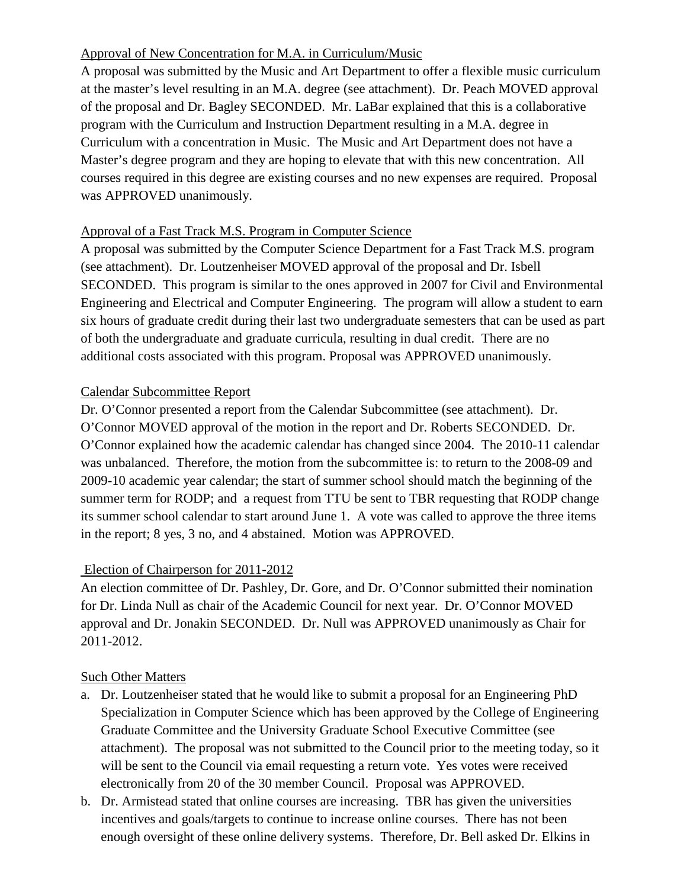Approval of New Concentration for M.A. in Curriculum/Music

A proposal was submitted by the Music and Art Department to offer a flexible music curriculum at the master's level resulting in an M.A. degree (see attachment). Dr. Peach MOVED approval of the proposal and Dr. Bagley SECONDED. Mr. LaBar explained that this is a collaborative program with the Curriculum and Instruction Department resulting in a M.A. degree in Curriculum with a concentration in Music. The Music and Art Department does not have a Master's degree program and they are hoping to elevate that with this new concentration. All courses required in this degree are existing courses and no new expenses are required. Proposal was APPROVED unanimously.

Approval of a Fast Track M.S. Program in Computer Science

A proposal was submitted by the Computer Science Department for a Fast Track M.S. program (see attachment). Dr. Loutzenheiser MOVED approval of the proposal and Dr. Isbell SECONDED. This program is similar to the ones approved in 2007 for Civil and Environmental Engineering and Electrical and Computer Engineering. The program will allow a student to earn six hours of graduate credit during their last two undergraduate semesters that can be used as part of both the undergraduate and graduate curricula, resulting in dual credit. There are no additional costs associated with this program. Proposal was APPROVED unanimously.

Calendar Subcommittee Report

Dr. O'Connor presented a report from the Calendar Subcommittee (see attachment). Dr. O'Connor MOVED approval of the motion in the report and Dr. Roberts SECONDED. Dr. O'Connor explained how the academic calendar has changed since 2004. The 2010-11 calendar was unbalanced. Therefore, the motion from the subcommittee is: to return to the 2008-09 and 2009-10 academic year calendar; the start of summer school should match the beginning of the summer term for RODP; and a request from TTU be sent to TBR requesting that RODP change its summer school calendar to start around June 1. A vote was called to approve the three items in the report; 8 yes, 3 no, and 4 abstained. Motion was APPROVED.

Election of Chairperson for 2011-2012

An election committee of Dr. Pashley, Dr. Gore, and Dr. O'Connor submitted their nomination for Dr. Linda Null as chair of the Academic Council for next year. Dr. O'Connor MOVED approval and Dr. Jonakin SECONDED. Dr. Null was APPROVED unanimously as Chair for 2011-2012.

Such Other Matters

a. Dr. Loutzenheiser stated that he would like to submit a proposal for an Engineering PhD Specialization in Computer Science which has been approved by the College of Engineering Graduate Committee and the University Graduate School Executive Committee (see attachment). The proposal was not submitted to the Council prior to the meeting today, so it will be sent to the Council via email requesting a return vote. Yes votes were received electronically from 20 of the 30 member Council. Proposal was APPROVED.
b. Dr. Armistead stated that online courses are increasing. TBR has given the universities incentives and goals/targets to continue to increase online courses. There has not been enough oversight of these online delivery systems. Therefore, Dr. Bell asked Dr. Elkins in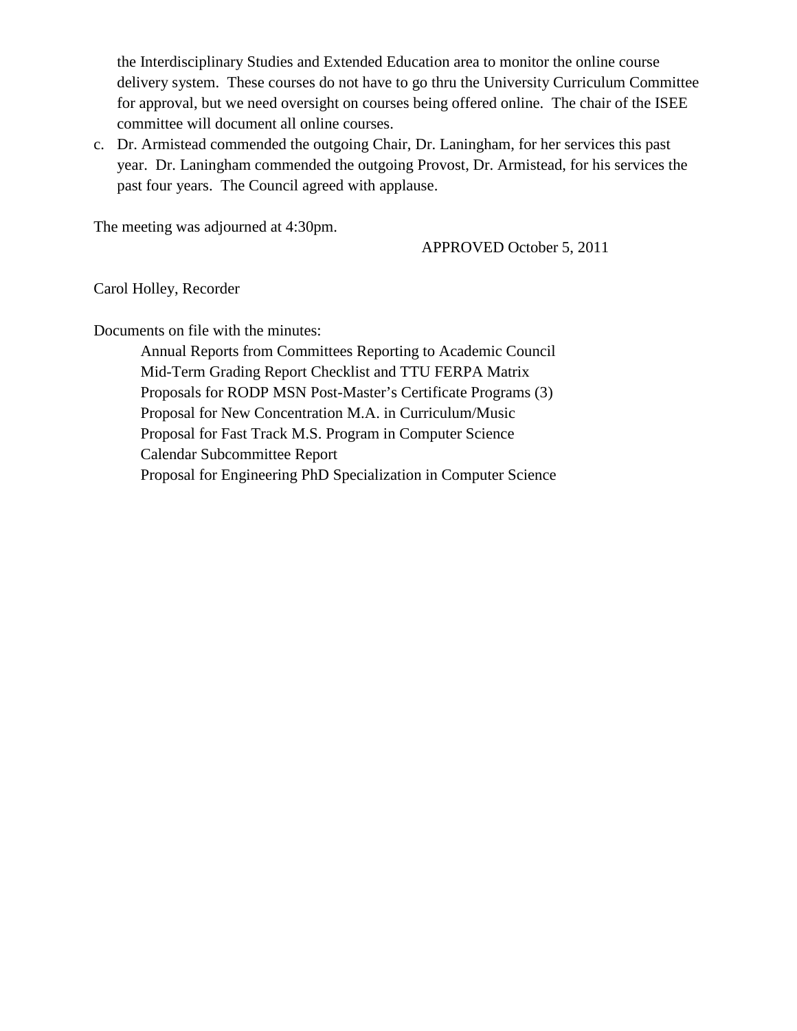the Interdisciplinary Studies and Extended Education area to monitor the online course delivery system. These courses do not have to go thru the University Curriculum Committee for approval, but we need oversight on courses being offered online. The chair of the ISEE committee will document all online courses.

c. Dr. Armistead commended the outgoing Chair, Dr. Laningham, for her services this past year. Dr. Laningham commended the outgoing Provost, Dr. Armistead, for his services the past four years. The Council agreed with applause.

The meeting was adjourned at 4:30pm.

APPROVED October 5, 2011

Carol Holley, Recorder

Documents on file with the minutes:

- Annual Reports from Committees Reporting to Academic Council
- Mid-Term Grading Report Checklist and TTU FERPA Matrix
- Proposals for RODP MSN Post-Master's Certificate Programs (3)
- Proposal for New Concentration M.A. in Curriculum/Music
- Proposal for Fast Track M.S. Program in Computer Science
- Calendar Subcommittee Report
- Proposal for Engineering PhD Specialization in Computer Science